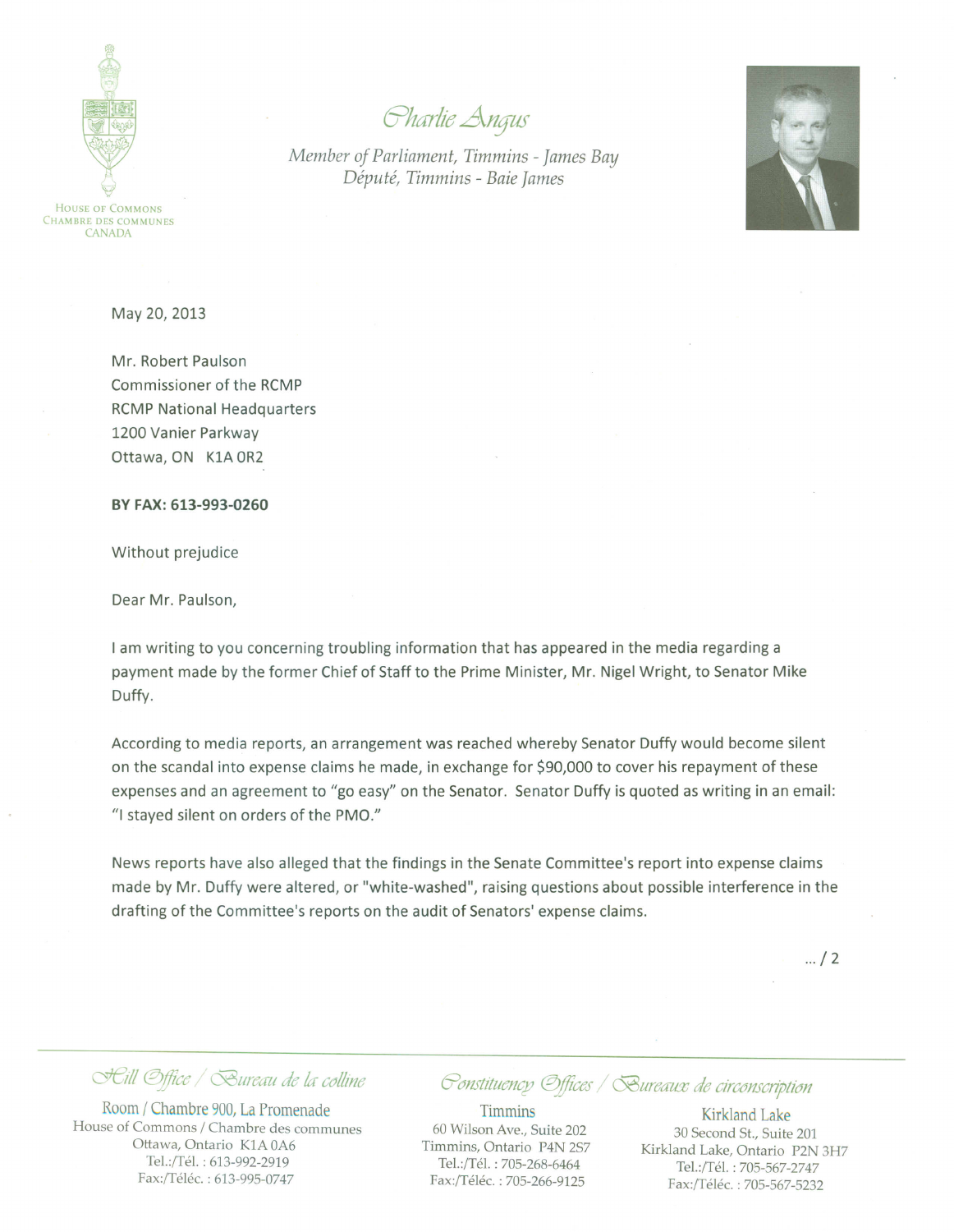HOUSE OF COMMONS
CHAMBRE DES COMMUNES
CANADA

*Charlie Angus*

*Member of Parliament, Timmins - James Bay*
*Député, Timmins - Baie James*

May 20, 2013

Mr. Robert Paulson
Commissioner of the RCMP
RCMP National Headquarters
1200 Vanier Parkway
Ottawa, ON K1A 0R2

**BY FAX: 613-993-0260**

Without prejudice

Dear Mr. Paulson,

I am writing to you concerning troubling information that has appeared in the media regarding a payment made by the former Chief of Staff to the Prime Minister, Mr. Nigel Wright, to Senator Mike Duffy.

According to media reports, an arrangement was reached whereby Senator Duffy would become silent on the scandal into expense claims he made, in exchange for $90,000 to cover his repayment of these expenses and an agreement to "go easy" on the Senator. Senator Duffy is quoted as writing in an email: "I stayed silent on orders of the PMO."

News reports have also alleged that the findings in the Senate Committee's report into expense claims made by Mr. Duffy were altered, or "white-washed", raising questions about possible interference in the drafting of the Committee's reports on the audit of Senators' expense claims.

... / 2

*Hill Office / Bureau de la colline*
Room / Chambre 900, La Promenade
House of Commons / Chambre des communes
Ottawa, Ontario K1A 0A6
Tel.:/Tél. : 613-992-2919
Fax:/Téléc. : 613-995-0747

*Constituency Offices / Bureaux de circonscription*

Timmins
60 Wilson Ave., Suite 202
Timmins, Ontario P4N 2S7
Tel.:/Tél. : 705-268-6464
Fax:/Téléc. : 705-266-9125

Kirkland Lake
30 Second St., Suite 201
Kirkland Lake, Ontario P2N 3H7
Tel.:/Tél. : 705-567-2747
Fax:/Téléc. : 705-567-5232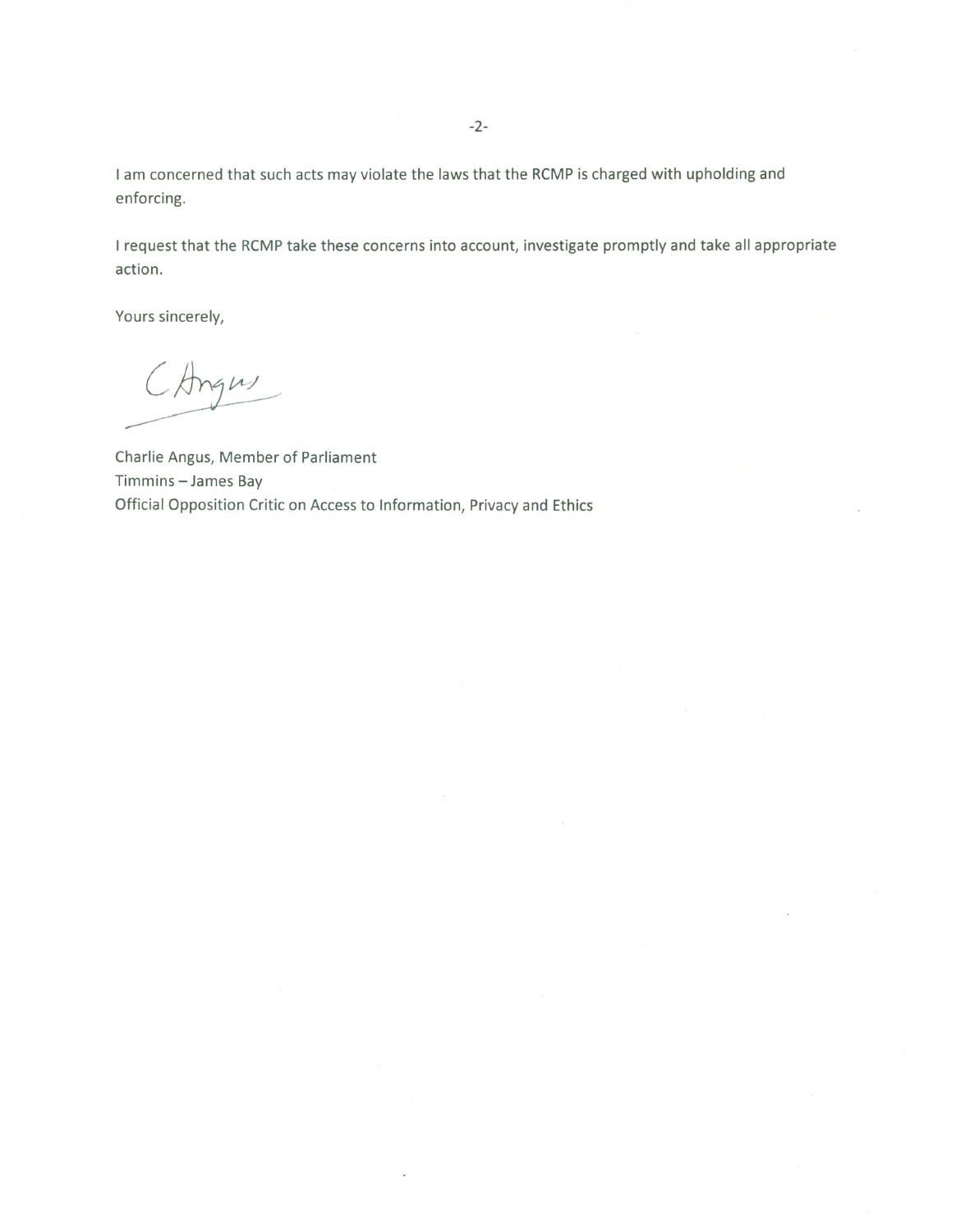I am concerned that such acts may violate the laws that the RCMP is charged with upholding and enforcing.

I request that the RCMP take these concerns into account, investigate promptly and take all appropriate action.

Yours sincerely,

C Angus

Charlie Angus, Member of Parliament
Timmins – James Bay
Official Opposition Critic on Access to Information, Privacy and Ethics